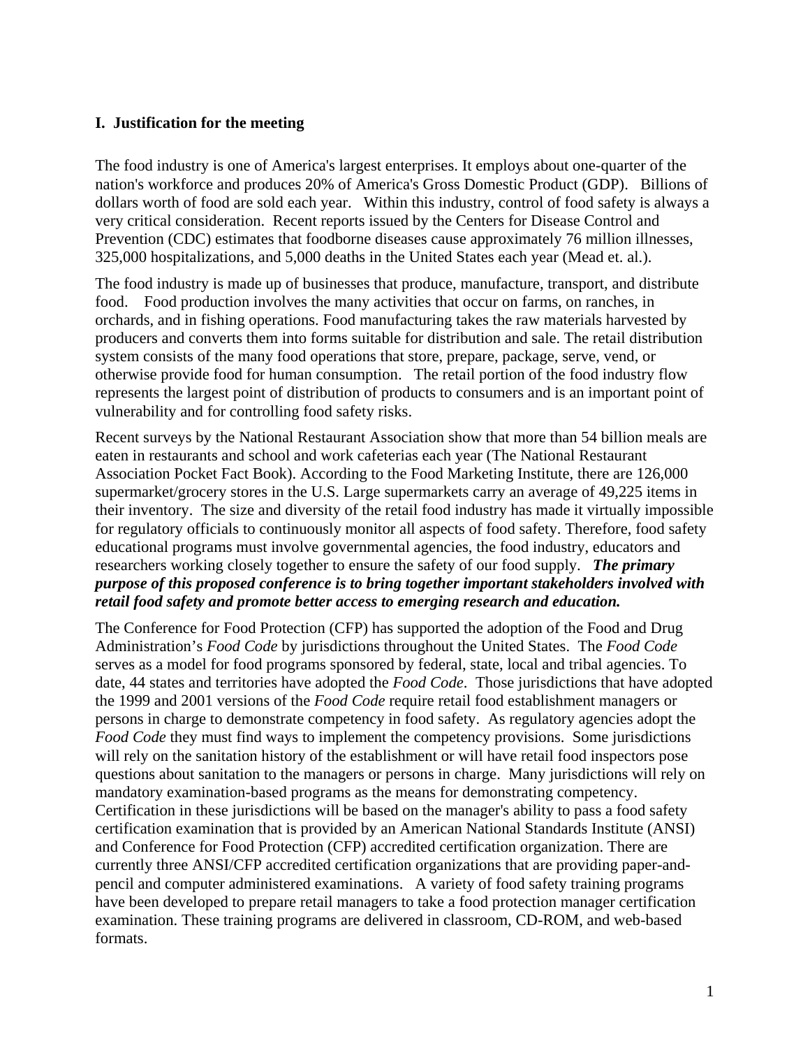## I. Justification for the meeting

The food industry is one of America's largest enterprises. It employs about one-quarter of the nation's workforce and produces 20% of America's Gross Domestic Product (GDP). Billions of dollars worth of food are sold each year. Within this industry, control of food safety is always a very critical consideration. Recent reports issued by the Centers for Disease Control and Prevention (CDC) estimates that foodborne diseases cause approximately 76 million illnesses, 325,000 hospitalizations, and 5,000 deaths in the United States each year (Mead et. al.).

The food industry is made up of businesses that produce, manufacture, transport, and distribute food. Food production involves the many activities that occur on farms, on ranches, in orchards, and in fishing operations. Food manufacturing takes the raw materials harvested by producers and converts them into forms suitable for distribution and sale. The retail distribution system consists of the many food operations that store, prepare, package, serve, vend, or otherwise provide food for human consumption. The retail portion of the food industry flow represents the largest point of distribution of products to consumers and is an important point of vulnerability and for controlling food safety risks.

Recent surveys by the National Restaurant Association show that more than 54 billion meals are eaten in restaurants and school and work cafeterias each year (The National Restaurant Association Pocket Fact Book). According to the Food Marketing Institute, there are 126,000 supermarket/grocery stores in the U.S. Large supermarkets carry an average of 49,225 items in their inventory. The size and diversity of the retail food industry has made it virtually impossible for regulatory officials to continuously monitor all aspects of food safety. Therefore, food safety educational programs must involve governmental agencies, the food industry, educators and researchers working closely together to ensure the safety of our food supply. ***The primary purpose of this proposed conference is to bring together important stakeholders involved with retail food safety and promote better access to emerging research and education.***

The Conference for Food Protection (CFP) has supported the adoption of the Food and Drug Administration's *Food Code* by jurisdictions throughout the United States. The *Food Code* serves as a model for food programs sponsored by federal, state, local and tribal agencies. To date, 44 states and territories have adopted the *Food Code*. Those jurisdictions that have adopted the 1999 and 2001 versions of the *Food Code* require retail food establishment managers or persons in charge to demonstrate competency in food safety. As regulatory agencies adopt the *Food Code* they must find ways to implement the competency provisions. Some jurisdictions will rely on the sanitation history of the establishment or will have retail food inspectors pose questions about sanitation to the managers or persons in charge. Many jurisdictions will rely on mandatory examination-based programs as the means for demonstrating competency. Certification in these jurisdictions will be based on the manager's ability to pass a food safety certification examination that is provided by an American National Standards Institute (ANSI) and Conference for Food Protection (CFP) accredited certification organization. There are currently three ANSI/CFP accredited certification organizations that are providing paper-and-pencil and computer administered examinations. A variety of food safety training programs have been developed to prepare retail managers to take a food protection manager certification examination. These training programs are delivered in classroom, CD-ROM, and web-based formats.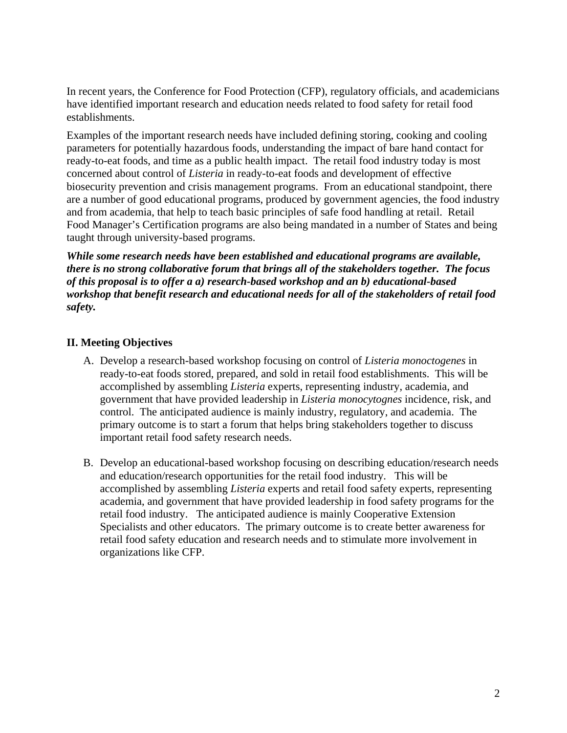In recent years, the Conference for Food Protection (CFP), regulatory officials, and academicians have identified important research and education needs related to food safety for retail food establishments.

Examples of the important research needs have included defining storing, cooking and cooling parameters for potentially hazardous foods, understanding the impact of bare hand contact for ready-to-eat foods, and time as a public health impact. The retail food industry today is most concerned about control of *Listeria* in ready-to-eat foods and development of effective biosecurity prevention and crisis management programs. From an educational standpoint, there are a number of good educational programs, produced by government agencies, the food industry and from academia, that help to teach basic principles of safe food handling at retail. Retail Food Manager's Certification programs are also being mandated in a number of States and being taught through university-based programs.

***While some research needs have been established and educational programs are available, there is no strong collaborative forum that brings all of the stakeholders together. The focus of this proposal is to offer a a) research-based workshop and an b) educational-based workshop that benefit research and educational needs for all of the stakeholders of retail food safety.***

## II. Meeting Objectives

A. Develop a research-based workshop focusing on control of *Listeria monoctogenes* in ready-to-eat foods stored, prepared, and sold in retail food establishments. This will be accomplished by assembling *Listeria* experts, representing industry, academia, and government that have provided leadership in *Listeria monocytognes* incidence, risk, and control. The anticipated audience is mainly industry, regulatory, and academia. The primary outcome is to start a forum that helps bring stakeholders together to discuss important retail food safety research needs.

B. Develop an educational-based workshop focusing on describing education/research needs and education/research opportunities for the retail food industry. This will be accomplished by assembling *Listeria* experts and retail food safety experts, representing academia, and government that have provided leadership in food safety programs for the retail food industry. The anticipated audience is mainly Cooperative Extension Specialists and other educators. The primary outcome is to create better awareness for retail food safety education and research needs and to stimulate more involvement in organizations like CFP.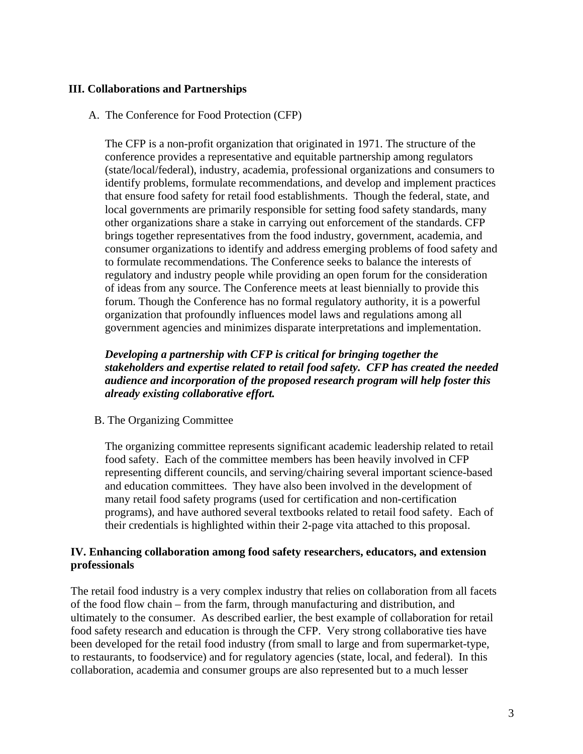## III. Collaborations and Partnerships

### A. The Conference for Food Protection (CFP)

The CFP is a non-profit organization that originated in 1971. The structure of the conference provides a representative and equitable partnership among regulators (state/local/federal), industry, academia, professional organizations and consumers to identify problems, formulate recommendations, and develop and implement practices that ensure food safety for retail food establishments. Though the federal, state, and local governments are primarily responsible for setting food safety standards, many other organizations share a stake in carrying out enforcement of the standards. CFP brings together representatives from the food industry, government, academia, and consumer organizations to identify and address emerging problems of food safety and to formulate recommendations. The Conference seeks to balance the interests of regulatory and industry people while providing an open forum for the consideration of ideas from any source. The Conference meets at least biennially to provide this forum. Though the Conference has no formal regulatory authority, it is a powerful organization that profoundly influences model laws and regulations among all government agencies and minimizes disparate interpretations and implementation.

***Developing a partnership with CFP is critical for bringing together the stakeholders and expertise related to retail food safety. CFP has created the needed audience and incorporation of the proposed research program will help foster this already existing collaborative effort.***

### B. The Organizing Committee

The organizing committee represents significant academic leadership related to retail food safety. Each of the committee members has been heavily involved in CFP representing different councils, and serving/chairing several important science-based and education committees. They have also been involved in the development of many retail food safety programs (used for certification and non-certification programs), and have authored several textbooks related to retail food safety. Each of their credentials is highlighted within their 2-page vita attached to this proposal.

## IV. Enhancing collaboration among food safety researchers, educators, and extension professionals

The retail food industry is a very complex industry that relies on collaboration from all facets of the food flow chain – from the farm, through manufacturing and distribution, and ultimately to the consumer. As described earlier, the best example of collaboration for retail food safety research and education is through the CFP. Very strong collaborative ties have been developed for the retail food industry (from small to large and from supermarket-type, to restaurants, to foodservice) and for regulatory agencies (state, local, and federal). In this collaboration, academia and consumer groups are also represented but to a much lesser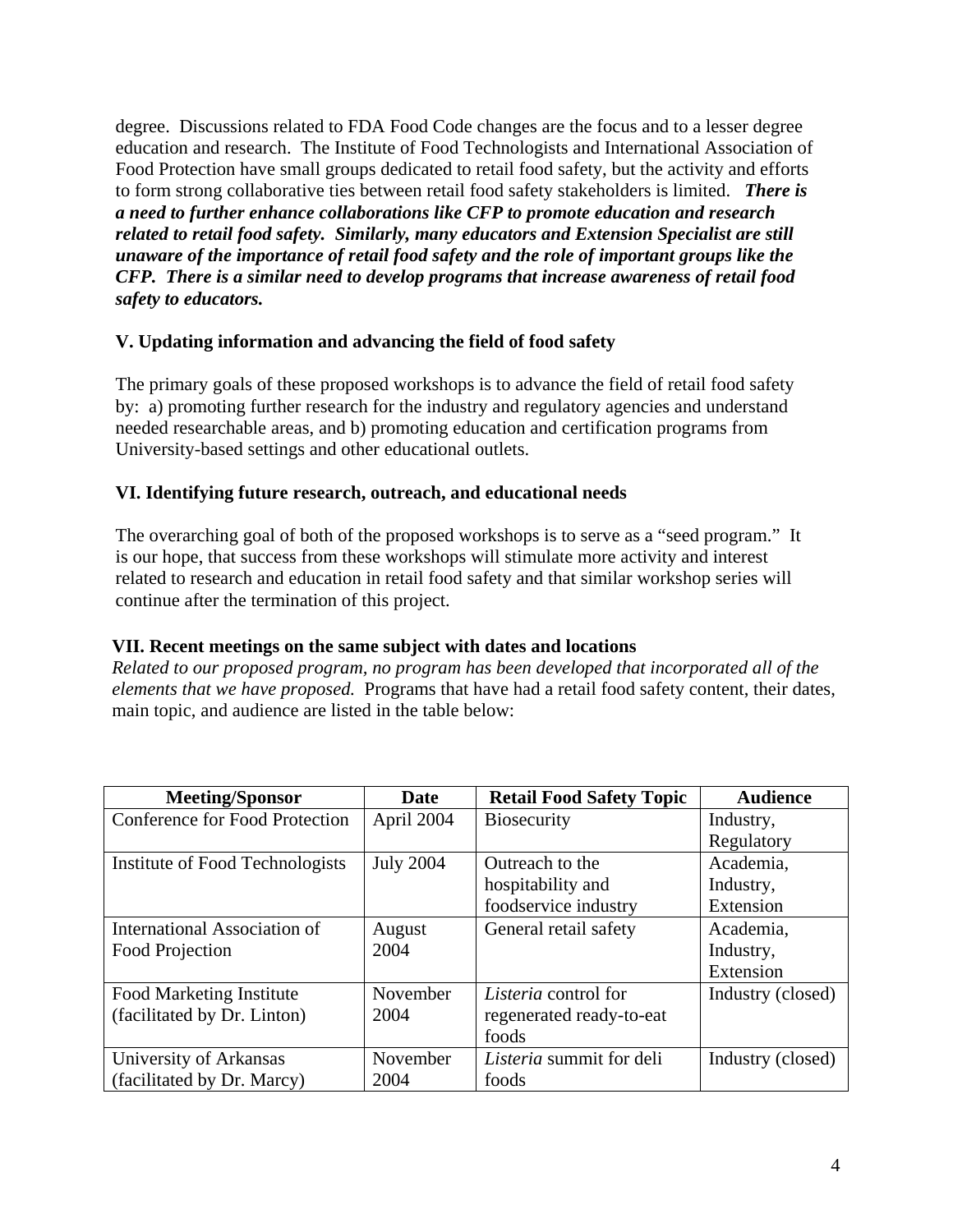degree. Discussions related to FDA Food Code changes are the focus and to a lesser degree education and research. The Institute of Food Technologists and International Association of Food Protection have small groups dedicated to retail food safety, but the activity and efforts to form strong collaborative ties between retail food safety stakeholders is limited. ***There is a need to further enhance collaborations like CFP to promote education and research related to retail food safety. Similarly, many educators and Extension Specialist are still unaware of the importance of retail food safety and the role of important groups like the CFP. There is a similar need to develop programs that increase awareness of retail food safety to educators.***

### V. Updating information and advancing the field of food safety

The primary goals of these proposed workshops is to advance the field of retail food safety by: a) promoting further research for the industry and regulatory agencies and understand needed researchable areas, and b) promoting education and certification programs from University-based settings and other educational outlets.

### VI. Identifying future research, outreach, and educational needs

The overarching goal of both of the proposed workshops is to serve as a "seed program." It is our hope, that success from these workshops will stimulate more activity and interest related to research and education in retail food safety and that similar workshop series will continue after the termination of this project.

### VII. Recent meetings on the same subject with dates and locations

*Related to our proposed program, no program has been developed that incorporated all of the elements that we have proposed.* Programs that have had a retail food safety content, their dates, main topic, and audience are listed in the table below:

| Meeting/Sponsor | Date | Retail Food Safety Topic | Audience |
|---|---|---|---|
| Conference for Food Protection | April 2004 | Biosecurity | Industry, Regulatory |
| Institute of Food Technologists | July 2004 | Outreach to the hospitability and foodservice industry | Academia, Industry, Extension |
| International Association of Food Projection | August 2004 | General retail safety | Academia, Industry, Extension |
| Food Marketing Institute (facilitated by Dr. Linton) | November 2004 | *Listeria* control for regenerated ready-to-eat foods | Industry (closed) |
| University of Arkansas (facilitated by Dr. Marcy) | November 2004 | *Listeria* summit for deli foods | Industry (closed) |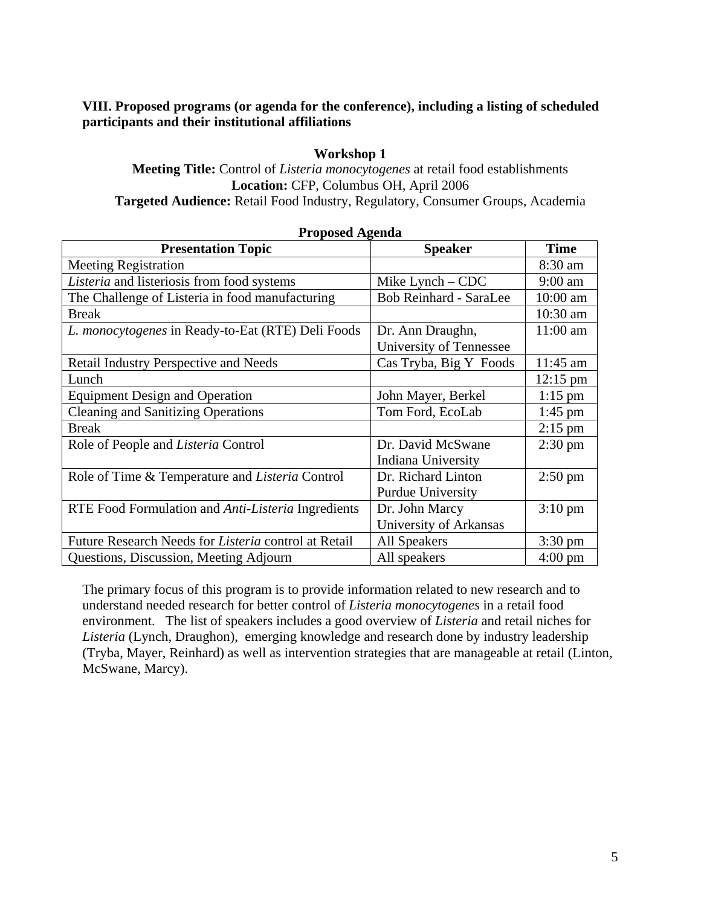**VIII. Proposed programs (or agenda for the conference), including a listing of scheduled participants and their institutional affiliations**

**Workshop 1**

**Meeting Title:** Control of *Listeria monocytogenes* at retail food establishments

**Location:** CFP, Columbus OH, April 2006

**Targeted Audience:** Retail Food Industry, Regulatory, Consumer Groups, Academia

**Proposed Agenda**

| Presentation Topic | Speaker | Time |
|---|---|---|
| Meeting Registration | | 8:30 am |
| *Listeria* and listeriosis from food systems | Mike Lynch – CDC | 9:00 am |
| The Challenge of Listeria in food manufacturing | Bob Reinhard - SaraLee | 10:00 am |
| Break | | 10:30 am |
| *L. monocytogenes* in Ready-to-Eat (RTE) Deli Foods | Dr. Ann Draughn, University of Tennessee | 11:00 am |
| Retail Industry Perspective and Needs | Cas Tryba, Big Y Foods | 11:45 am |
| Lunch | | 12:15 pm |
| Equipment Design and Operation | John Mayer, Berkel | 1:15 pm |
| Cleaning and Sanitizing Operations | Tom Ford, EcoLab | 1:45 pm |
| Break | | 2:15 pm |
| Role of People and *Listeria* Control | Dr. David McSwane Indiana University | 2:30 pm |
| Role of Time & Temperature and *Listeria* Control | Dr. Richard Linton Purdue University | 2:50 pm |
| RTE Food Formulation and *Anti-Listeria* Ingredients | Dr. John Marcy University of Arkansas | 3:10 pm |
| Future Research Needs for *Listeria* control at Retail | All Speakers | 3:30 pm |
| Questions, Discussion, Meeting Adjourn | All speakers | 4:00 pm |

The primary focus of this program is to provide information related to new research and to understand needed research for better control of *Listeria monocytogenes* in a retail food environment. The list of speakers includes a good overview of *Listeria* and retail niches for *Listeria* (Lynch, Draughon), emerging knowledge and research done by industry leadership (Tryba, Mayer, Reinhard) as well as intervention strategies that are manageable at retail (Linton, McSwane, Marcy).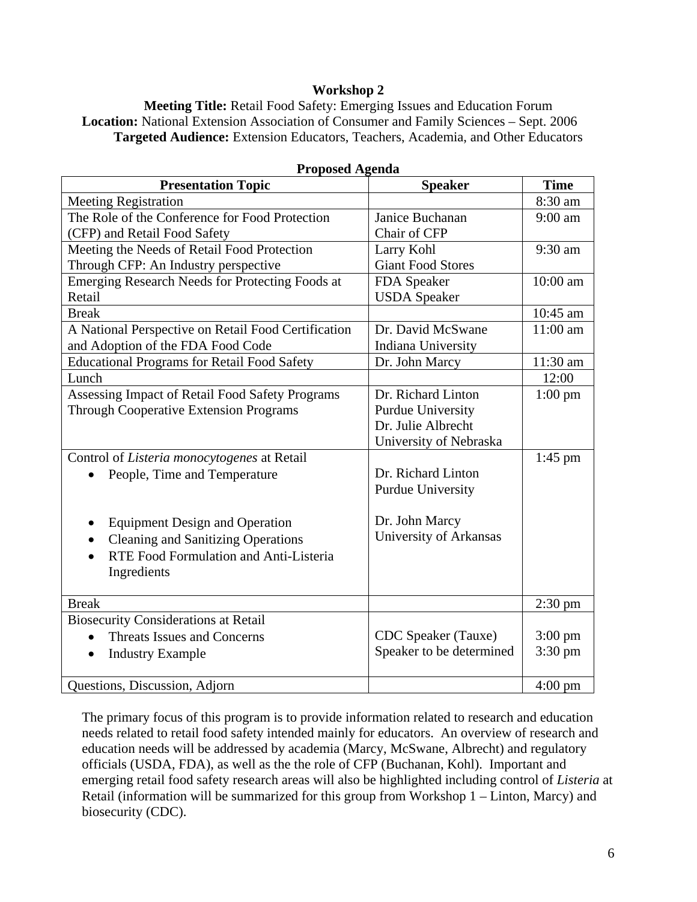**Workshop 2**

**Meeting Title:** Retail Food Safety: Emerging Issues and Education Forum
**Location:** National Extension Association of Consumer and Family Sciences – Sept. 2006
**Targeted Audience:** Extension Educators, Teachers, Academia, and Other Educators

**Proposed Agenda**

| Presentation Topic | Speaker | Time |
|---|---|---|
| Meeting Registration | | 8:30 am |
| The Role of the Conference for Food Protection (CFP) and Retail Food Safety | Janice Buchanan<br>Chair of CFP | 9:00 am |
| Meeting the Needs of Retail Food Protection Through CFP: An Industry perspective | Larry Kohl<br>Giant Food Stores | 9:30 am |
| Emerging Research Needs for Protecting Foods at Retail | FDA Speaker<br>USDA Speaker | 10:00 am |
| Break | | 10:45 am |
| A National Perspective on Retail Food Certification and Adoption of the FDA Food Code | Dr. David McSwane<br>Indiana University | 11:00 am |
| Educational Programs for Retail Food Safety | Dr. John Marcy | 11:30 am |
| Lunch | | 12:00 |
| Assessing Impact of Retail Food Safety Programs Through Cooperative Extension Programs | Dr. Richard Linton<br>Purdue University<br>Dr. Julie Albrecht<br>University of Nebraska | 1:00 pm |
| Control of *Listeria monocytogenes* at Retail<br>• People, Time and Temperature<br><br>• Equipment Design and Operation<br>• Cleaning and Sanitizing Operations<br>• RTE Food Formulation and Anti-Listeria Ingredients | <br>Dr. Richard Linton<br>Purdue University<br><br>Dr. John Marcy<br>University of Arkansas | 1:45 pm |
| Break | | 2:30 pm |
| Biosecurity Considerations at Retail<br>• Threats Issues and Concerns<br>• Industry Example | <br>CDC Speaker (Tauxe)<br>Speaker to be determined | <br>3:00 pm<br>3:30 pm |
| Questions, Discussion, Adjorn | | 4:00 pm |

The primary focus of this program is to provide information related to research and education needs related to retail food safety intended mainly for educators. An overview of research and education needs will be addressed by academia (Marcy, McSwane, Albrecht) and regulatory officials (USDA, FDA), as well as the the role of CFP (Buchanan, Kohl). Important and emerging retail food safety research areas will also be highlighted including control of *Listeria* at Retail (information will be summarized for this group from Workshop 1 – Linton, Marcy) and biosecurity (CDC).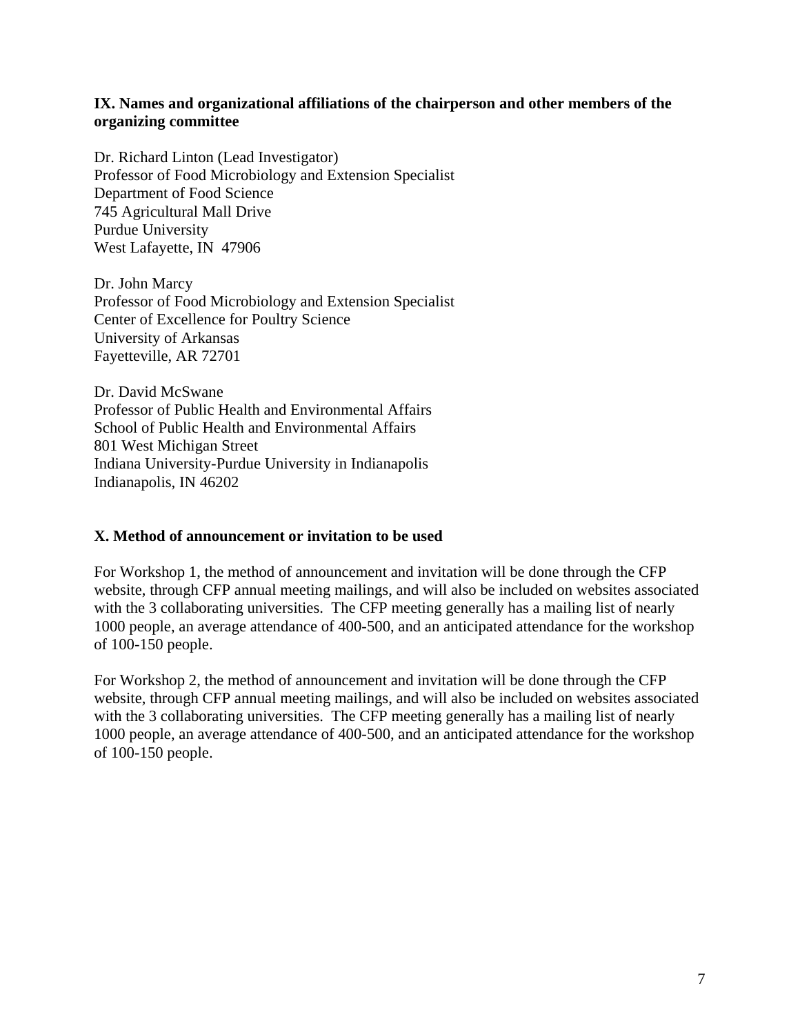**IX. Names and organizational affiliations of the chairperson and other members of the organizing committee**

Dr. Richard Linton (Lead Investigator)
Professor of Food Microbiology and Extension Specialist
Department of Food Science
745 Agricultural Mall Drive
Purdue University
West Lafayette, IN 47906

Dr. John Marcy
Professor of Food Microbiology and Extension Specialist
Center of Excellence for Poultry Science
University of Arkansas
Fayetteville, AR 72701

Dr. David McSwane
Professor of Public Health and Environmental Affairs
School of Public Health and Environmental Affairs
801 West Michigan Street
Indiana University-Purdue University in Indianapolis
Indianapolis, IN 46202

**X. Method of announcement or invitation to be used**

For Workshop 1, the method of announcement and invitation will be done through the CFP website, through CFP annual meeting mailings, and will also be included on websites associated with the 3 collaborating universities. The CFP meeting generally has a mailing list of nearly 1000 people, an average attendance of 400-500, and an anticipated attendance for the workshop of 100-150 people.

For Workshop 2, the method of announcement and invitation will be done through the CFP website, through CFP annual meeting mailings, and will also be included on websites associated with the 3 collaborating universities. The CFP meeting generally has a mailing list of nearly 1000 people, an average attendance of 400-500, and an anticipated attendance for the workshop of 100-150 people.